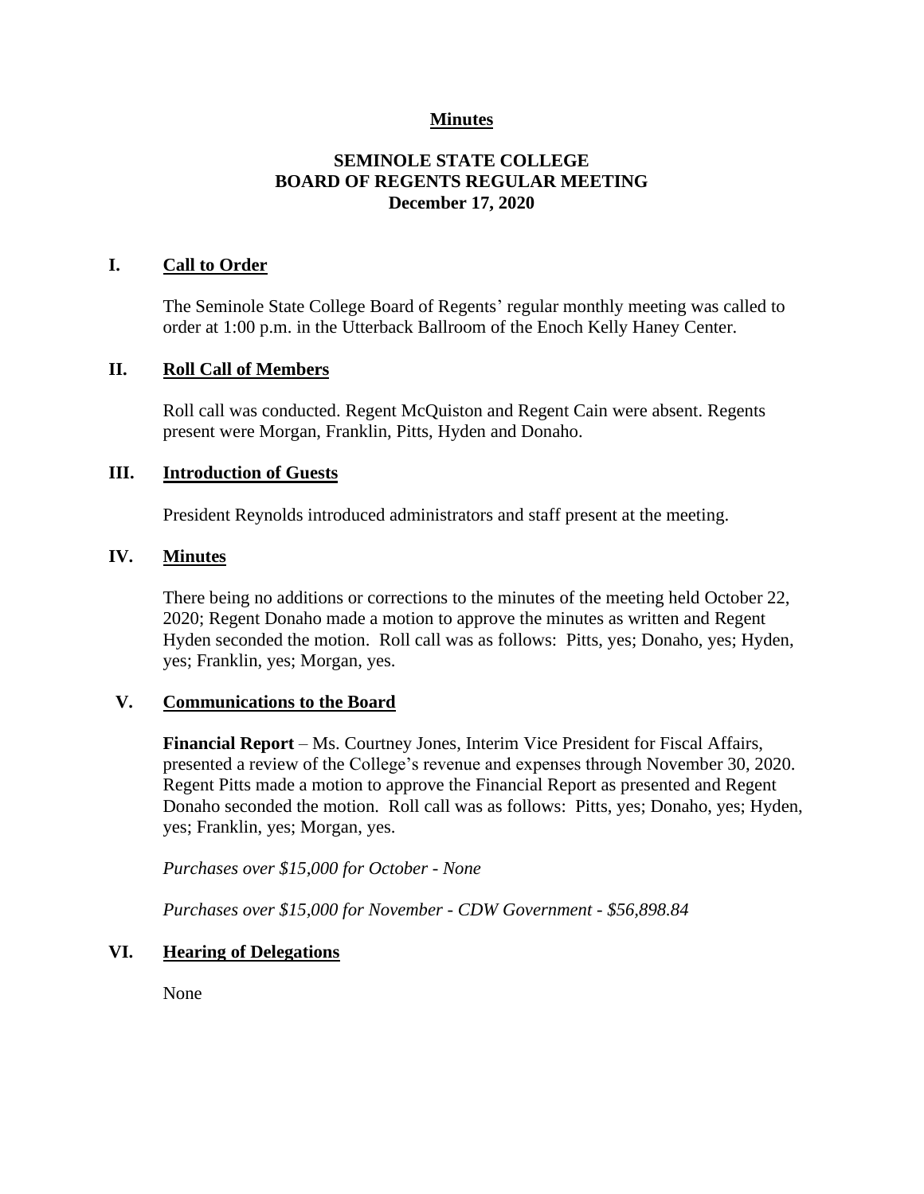**Minutes**

# SEMINOLE STATE COLLEGE
# BOARD OF REGENTS REGULAR MEETING
# December 17, 2020

## I. Call to Order

The Seminole State College Board of Regents' regular monthly meeting was called to order at 1:00 p.m. in the Utterback Ballroom of the Enoch Kelly Haney Center.

## II. Roll Call of Members

Roll call was conducted. Regent McQuiston and Regent Cain were absent. Regents present were Morgan, Franklin, Pitts, Hyden and Donaho.

## III. Introduction of Guests

President Reynolds introduced administrators and staff present at the meeting.

## IV. Minutes

There being no additions or corrections to the minutes of the meeting held October 22, 2020; Regent Donaho made a motion to approve the minutes as written and Regent Hyden seconded the motion. Roll call was as follows: Pitts, yes; Donaho, yes; Hyden, yes; Franklin, yes; Morgan, yes.

## V. Communications to the Board

**Financial Report** – Ms. Courtney Jones, Interim Vice President for Fiscal Affairs, presented a review of the College's revenue and expenses through November 30, 2020. Regent Pitts made a motion to approve the Financial Report as presented and Regent Donaho seconded the motion. Roll call was as follows: Pitts, yes; Donaho, yes; Hyden, yes; Franklin, yes; Morgan, yes.

*Purchases over $15,000 for October - None*

*Purchases over $15,000 for November - CDW Government - $56,898.84*

## VI. Hearing of Delegations

None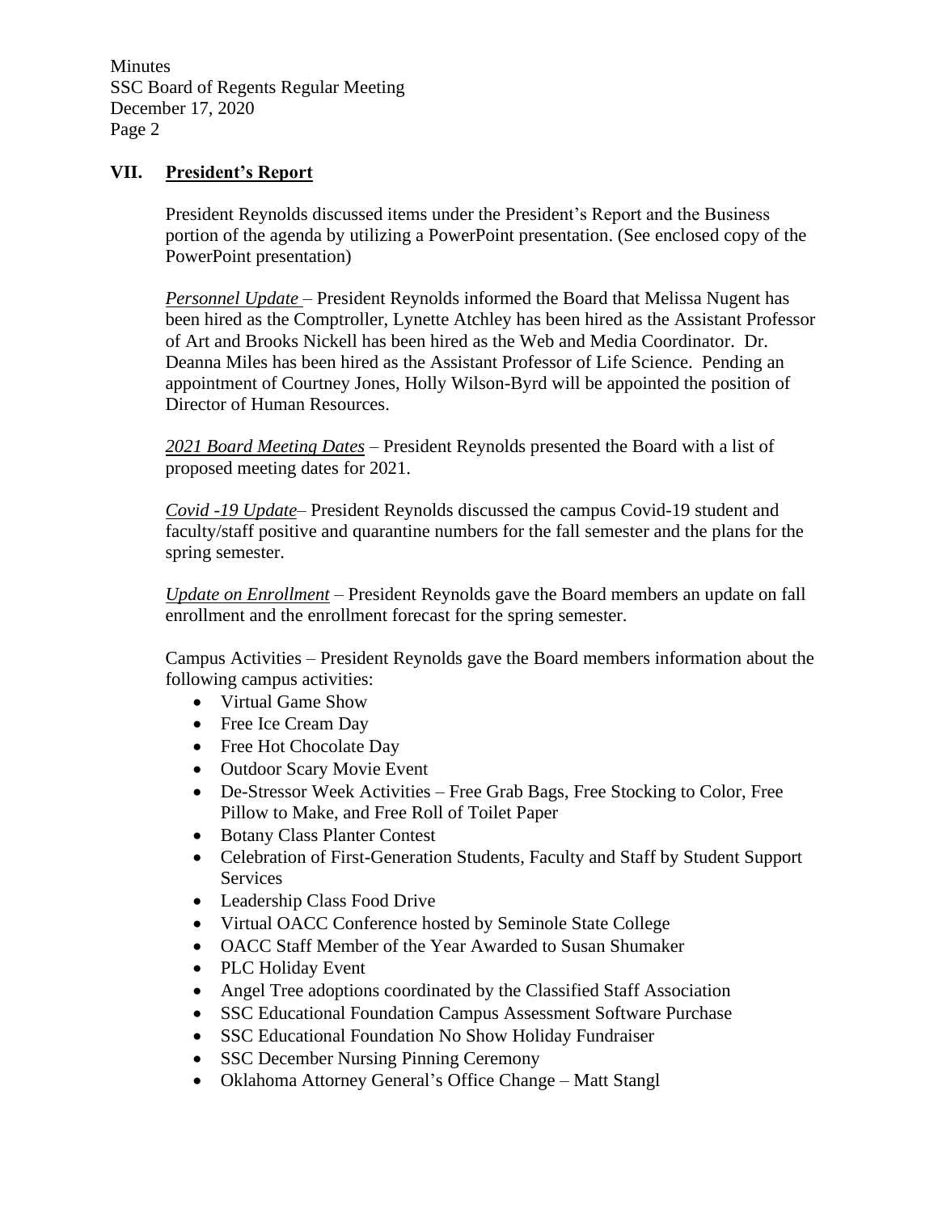## VII. President's Report

President Reynolds discussed items under the President's Report and the Business portion of the agenda by utilizing a PowerPoint presentation. (See enclosed copy of the PowerPoint presentation)

*Personnel Update* – President Reynolds informed the Board that Melissa Nugent has been hired as the Comptroller, Lynette Atchley has been hired as the Assistant Professor of Art and Brooks Nickell has been hired as the Web and Media Coordinator. Dr. Deanna Miles has been hired as the Assistant Professor of Life Science. Pending an appointment of Courtney Jones, Holly Wilson-Byrd will be appointed the position of Director of Human Resources.

*2021 Board Meeting Dates* – President Reynolds presented the Board with a list of proposed meeting dates for 2021.

*Covid -19 Update*– President Reynolds discussed the campus Covid-19 student and faculty/staff positive and quarantine numbers for the fall semester and the plans for the spring semester.

*Update on Enrollment* – President Reynolds gave the Board members an update on fall enrollment and the enrollment forecast for the spring semester.

Campus Activities – President Reynolds gave the Board members information about the following campus activities:

- Virtual Game Show
- Free Ice Cream Day
- Free Hot Chocolate Day
- Outdoor Scary Movie Event
- De-Stressor Week Activities – Free Grab Bags, Free Stocking to Color, Free Pillow to Make, and Free Roll of Toilet Paper
- Botany Class Planter Contest
- Celebration of First-Generation Students, Faculty and Staff by Student Support Services
- Leadership Class Food Drive
- Virtual OACC Conference hosted by Seminole State College
- OACC Staff Member of the Year Awarded to Susan Shumaker
- PLC Holiday Event
- Angel Tree adoptions coordinated by the Classified Staff Association
- SSC Educational Foundation Campus Assessment Software Purchase
- SSC Educational Foundation No Show Holiday Fundraiser
- SSC December Nursing Pinning Ceremony
- Oklahoma Attorney General's Office Change – Matt Stangl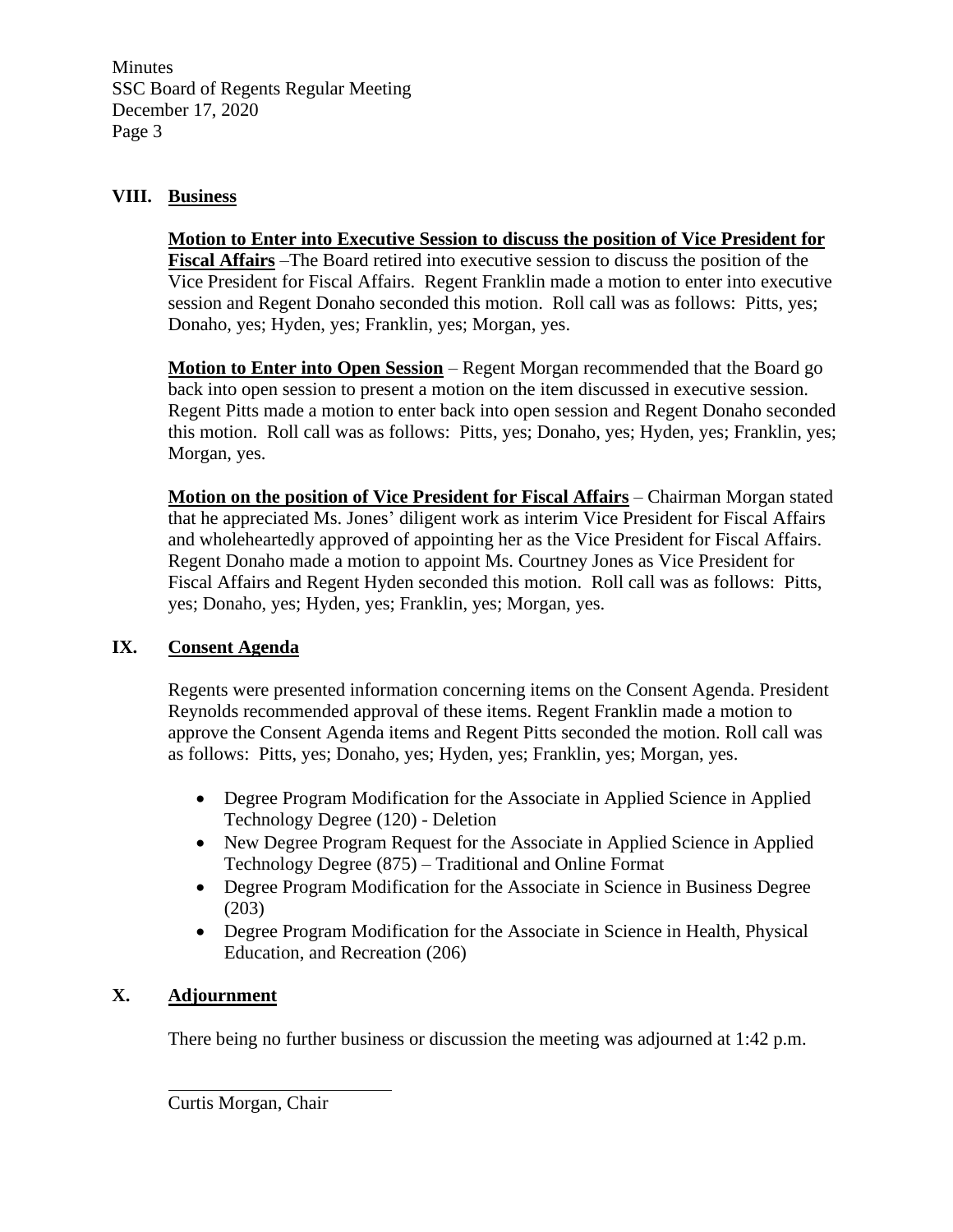## VIII. Business

**Motion to Enter into Executive Session to discuss the position of Vice President for Fiscal Affairs** –The Board retired into executive session to discuss the position of the Vice President for Fiscal Affairs. Regent Franklin made a motion to enter into executive session and Regent Donaho seconded this motion. Roll call was as follows: Pitts, yes; Donaho, yes; Hyden, yes; Franklin, yes; Morgan, yes.

**Motion to Enter into Open Session** – Regent Morgan recommended that the Board go back into open session to present a motion on the item discussed in executive session. Regent Pitts made a motion to enter back into open session and Regent Donaho seconded this motion. Roll call was as follows: Pitts, yes; Donaho, yes; Hyden, yes; Franklin, yes; Morgan, yes.

**Motion on the position of Vice President for Fiscal Affairs** – Chairman Morgan stated that he appreciated Ms. Jones' diligent work as interim Vice President for Fiscal Affairs and wholeheartedly approved of appointing her as the Vice President for Fiscal Affairs. Regent Donaho made a motion to appoint Ms. Courtney Jones as Vice President for Fiscal Affairs and Regent Hyden seconded this motion. Roll call was as follows: Pitts, yes; Donaho, yes; Hyden, yes; Franklin, yes; Morgan, yes.

## IX. Consent Agenda

Regents were presented information concerning items on the Consent Agenda. President Reynolds recommended approval of these items. Regent Franklin made a motion to approve the Consent Agenda items and Regent Pitts seconded the motion. Roll call was as follows: Pitts, yes; Donaho, yes; Hyden, yes; Franklin, yes; Morgan, yes.

- Degree Program Modification for the Associate in Applied Science in Applied Technology Degree (120) - Deletion
- New Degree Program Request for the Associate in Applied Science in Applied Technology Degree (875) – Traditional and Online Format
- Degree Program Modification for the Associate in Science in Business Degree (203)
- Degree Program Modification for the Associate in Science in Health, Physical Education, and Recreation (206)

## X. Adjournment

There being no further business or discussion the meeting was adjourned at 1:42 p.m.

\_\_\_\_\_\_\_\_\_\_\_\_\_\_\_\_\_\_\_\_\_\_\_\_\_

Curtis Morgan, Chair